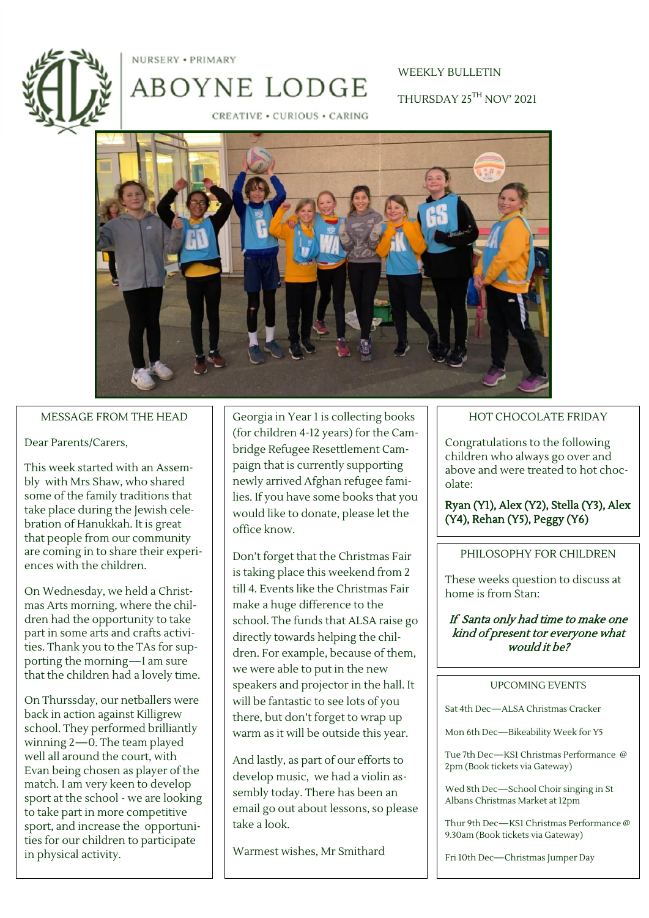NURSERY • PRIMARY

# ABOYNE LODGE

CREATIVE • CURIOUS • CARING

WEEKLY BULLETIN

THURSDAY 25TH NOV' 2021

## MESSAGE FROM THE HEAD

Dear Parents/Carers,

This week started with an Assembly with Mrs Shaw, who shared some of the family traditions that take place during the Jewish celebration of Hanukkah. It is great that people from our community are coming in to share their experiences with the children.

On Wednesday, we held a Christmas Arts morning, where the children had the opportunity to take part in some arts and crafts activities. Thank you to the TAs for supporting the morning—I am sure that the children had a lovely time.

On Thurssday, our netballers were back in action against Killigrew school. They performed brilliantly winning 2—0. The team played well all around the court, with Evan being chosen as player of the match. I am very keen to develop sport at the school - we are looking to take part in more competitive sport, and increase the opportunities for our children to participate in physical activity.

Georgia in Year 1 is collecting books (for children 4-12 years) for the Cambridge Refugee Resettlement Campaign that is currently supporting newly arrived Afghan refugee families. If you have some books that you would like to donate, please let the office know.

Don't forget that the Christmas Fair is taking place this weekend from 2 till 4. Events like the Christmas Fair make a huge difference to the school. The funds that ALSA raise go directly towards helping the children. For example, because of them, we were able to put in the new speakers and projector in the hall. It will be fantastic to see lots of you there, but don't forget to wrap up warm as it will be outside this year.

And lastly, as part of our efforts to develop music, we had a violin assembly today. There has been an email go out about lessons, so please take a look.

Warmest wishes, Mr Smithard

## HOT CHOCOLATE FRIDAY

Congratulations to the following children who always go over and above and were treated to hot chocolate:

**Ryan (Y1), Alex (Y2), Stella (Y3), Alex (Y4), Rehan (Y5), Peggy (Y6)**

## PHILOSOPHY FOR CHILDREN

These weeks question to discuss at home is from Stan:

***If Santa only had time to make one kind of present tor everyone what would it be?***

## UPCOMING EVENTS

Sat 4th Dec—ALSA Christmas Cracker

Mon 6th Dec—Bikeability Week for Y5

Tue 7th Dec—KS1 Christmas Performance @ 2pm (Book tickets via Gateway)

Wed 8th Dec—School Choir singing in St Albans Christmas Market at 12pm

Thur 9th Dec—KS1 Christmas Performance @ 9.30am (Book tickets via Gateway)

Fri 10th Dec—Christmas Jumper Day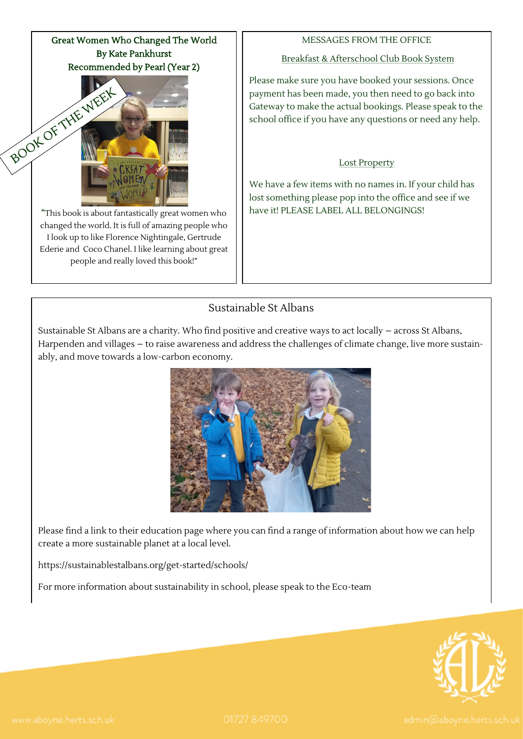## Great Women Who Changed The World
**By Kate Pankhurst**
**Recommended by Pearl (Year 2)**

BOOK OF THE WEEK

"This book is about fantastically great women who changed the world. It is full of amazing people who I look up to like Florence Nightingale, Gertrude Ederie and Coco Chanel. I like learning about great people and really loved this book!"

## MESSAGES FROM THE OFFICE

### Breakfast & Afterschool Club Book System

Please make sure you have booked your sessions. Once payment has been made, you then need to go back into Gateway to make the actual bookings. Please speak to the school office if you have any questions or need any help.

### Lost Property

We have a few items with no names in. If your child has lost something please pop into the office and see if we have it! PLEASE LABEL ALL BELONGINGS!

## Sustainable St Albans

Sustainable St Albans are a charity. Who find positive and creative ways to act locally – across St Albans, Harpenden and villages – to raise awareness and address the challenges of climate change, live more sustainably, and move towards a low-carbon economy.

Please find a link to their education page where you can find a range of information about how we can help create a more sustainable planet at a local level.

https://sustainablestalbans.org/get-started/schools/

For more information about sustainability in school, please speak to the Eco-team